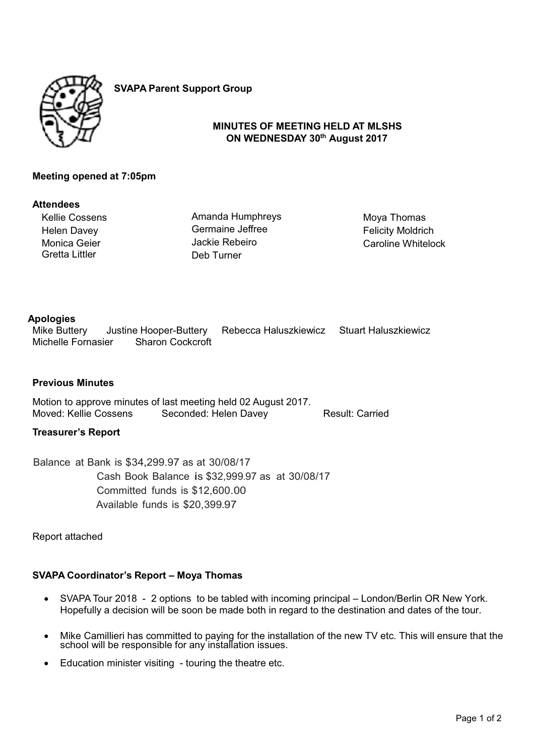**SVAPA Parent Support Group**

**MINUTES OF MEETING HELD AT MLSHS**
**ON WEDNESDAY 30th August 2017**

**Meeting opened at 7:05pm**

**Attendees**

Kellie Cossens
Helen Davey
Monica Geier
Gretta Littler
Amanda Humphreys
Germaine Jeffree
Jackie Rebeiro
Deb Turner
Moya Thomas
Felicity Moldrich
Caroline Whitelock

**Apologies**

Mike Buttery, Justine Hooper-Buttery, Rebecca Haluszkiewicz, Stuart Haluszkiewicz, Michelle Fornasier, Sharon Cockcroft

**Previous Minutes**

Motion to approve minutes of last meeting held 02 August 2017.
Moved: Kellie Cossens Seconded: Helen Davey Result: Carried

**Treasurer's Report**

Balance at Bank is $34,299.97 as at 30/08/17
Cash Book Balance is $32,999.97 as at 30/08/17
Committed funds is $12,600.00
Available funds is $20,399.97

Report attached

**SVAPA Coordinator's Report – Moya Thomas**

- SVAPA Tour 2018 - 2 options to be tabled with incoming principal – London/Berlin OR New York. Hopefully a decision will be soon be made both in regard to the destination and dates of the tour.
- Mike Camillieri has committed to paying for the installation of the new TV etc. This will ensure that the school will be responsible for any installation issues.
- Education minister visiting - touring the theatre etc.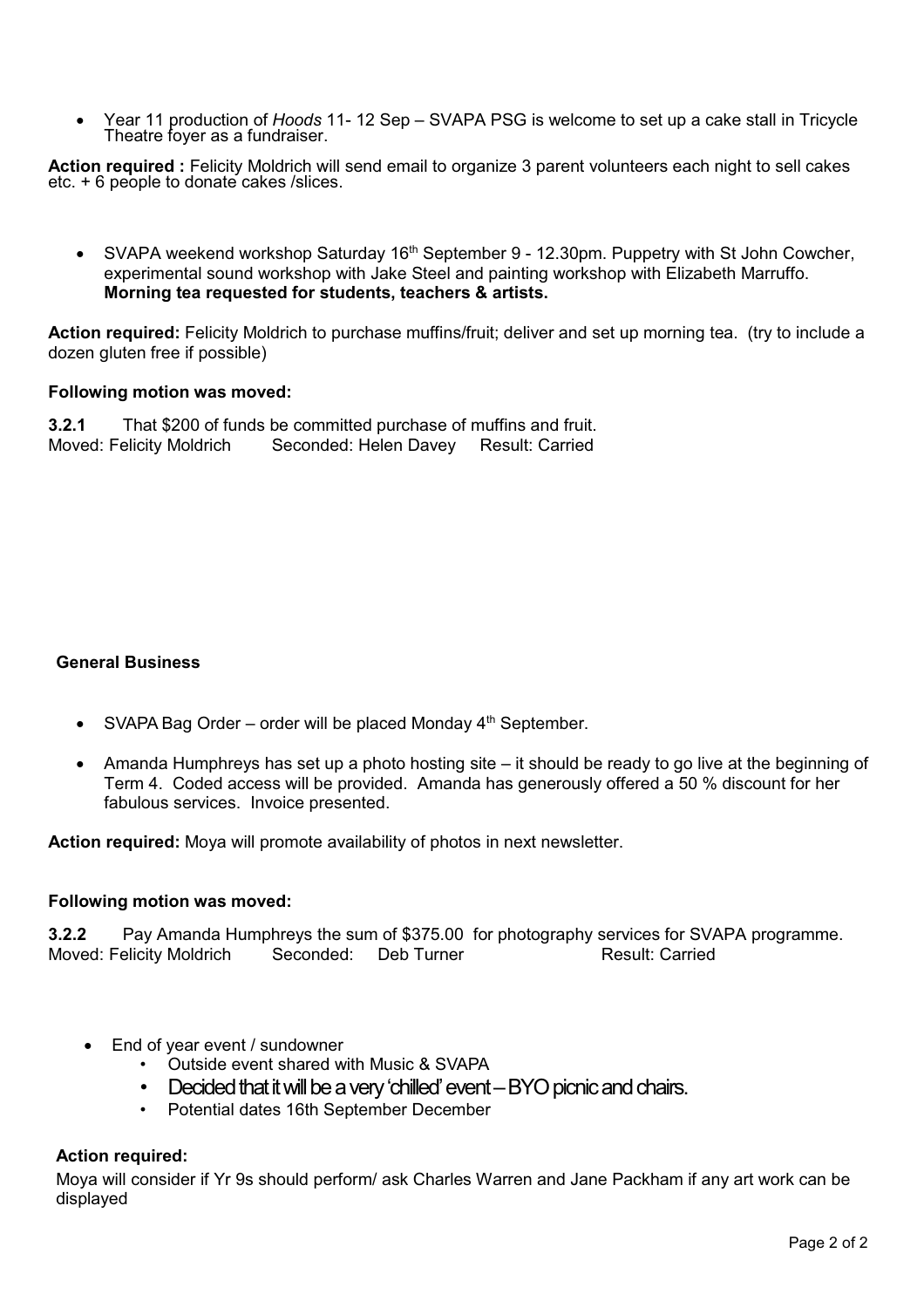- Year 11 production of *Hoods* 11- 12 Sep – SVAPA PSG is welcome to set up a cake stall in Tricycle Theatre foyer as a fundraiser.

**Action required :** Felicity Moldrich will send email to organize 3 parent volunteers each night to sell cakes etc. + 6 people to donate cakes /slices.

- SVAPA weekend workshop Saturday 16th September 9 - 12.30pm. Puppetry with St John Cowcher, experimental sound workshop with Jake Steel and painting workshop with Elizabeth Marruffo. **Morning tea requested for students, teachers & artists.**

**Action required:** Felicity Moldrich to purchase muffins/fruit; deliver and set up morning tea. (try to include a dozen gluten free if possible)

**Following motion was moved:**

**3.2.1** That $200 of funds be committed purchase of muffins and fruit.
Moved: Felicity Moldrich Seconded: Helen Davey Result: Carried

**General Business**

- SVAPA Bag Order – order will be placed Monday 4th September.
- Amanda Humphreys has set up a photo hosting site – it should be ready to go live at the beginning of Term 4. Coded access will be provided. Amanda has generously offered a 50 % discount for her fabulous services. Invoice presented.

**Action required:** Moya will promote availability of photos in next newsletter.

**Following motion was moved:**

**3.2.2** Pay Amanda Humphreys the sum of $375.00 for photography services for SVAPA programme.
Moved: Felicity Moldrich Seconded: Deb Turner Result: Carried

- End of year event / sundowner
  - Outside event shared with Music & SVAPA
  - Decided that it will be a very 'chilled' event – BYO picnic and chairs.
  - Potential dates 16th September December

**Action required:**

Moya will consider if Yr 9s should perform/ ask Charles Warren and Jane Packham if any art work can be displayed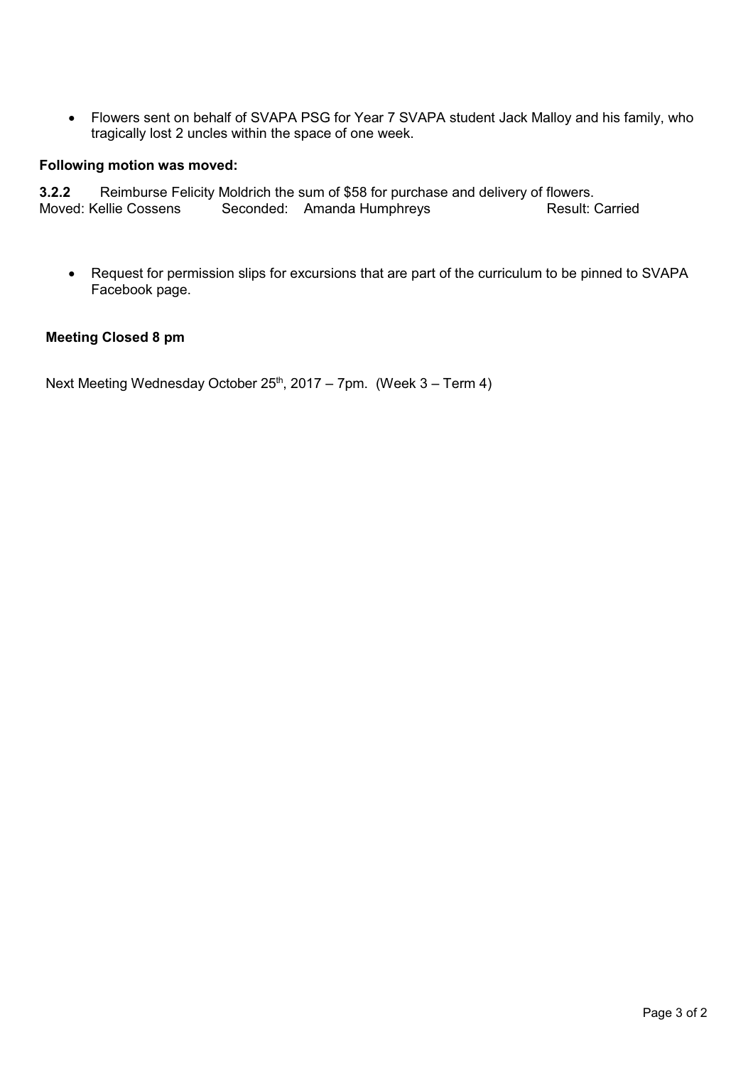- Flowers sent on behalf of SVAPA PSG for Year 7 SVAPA student Jack Malloy and his family, who tragically lost 2 uncles within the space of one week.

**Following motion was moved:**

**3.2.2** Reimburse Felicity Moldrich the sum of $58 for purchase and delivery of flowers.
Moved: Kellie Cossens Seconded: Amanda Humphreys Result: Carried

- Request for permission slips for excursions that are part of the curriculum to be pinned to SVAPA Facebook page.

**Meeting Closed 8 pm**

Next Meeting Wednesday October 25th, 2017 – 7pm. (Week 3 – Term 4)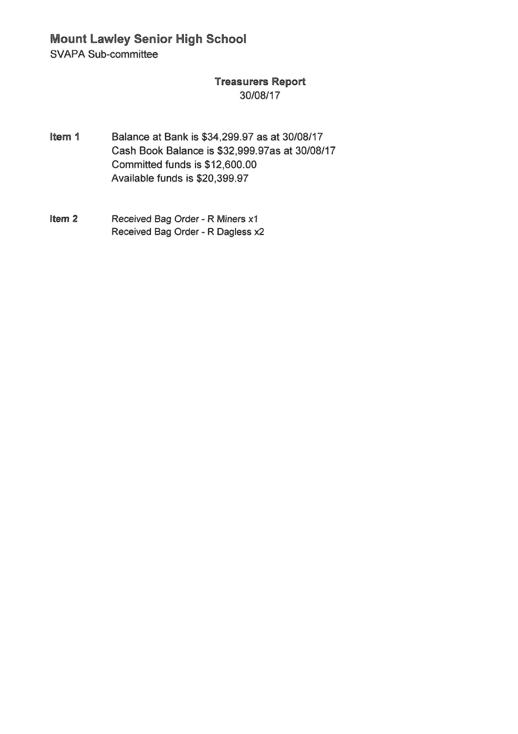# Mount Lawley Senior High School

SVAPA Sub-committee

## Treasurers Report

30/08/17

**Item 1**

Balance at Bank is $34,299.97 as at 30/08/17
Cash Book Balance is $32,999.97as at 30/08/17
Committed funds is $12,600.00
Available funds is $20,399.97

**Item 2**

Received Bag Order - R Miners x1
Received Bag Order - R Dagless x2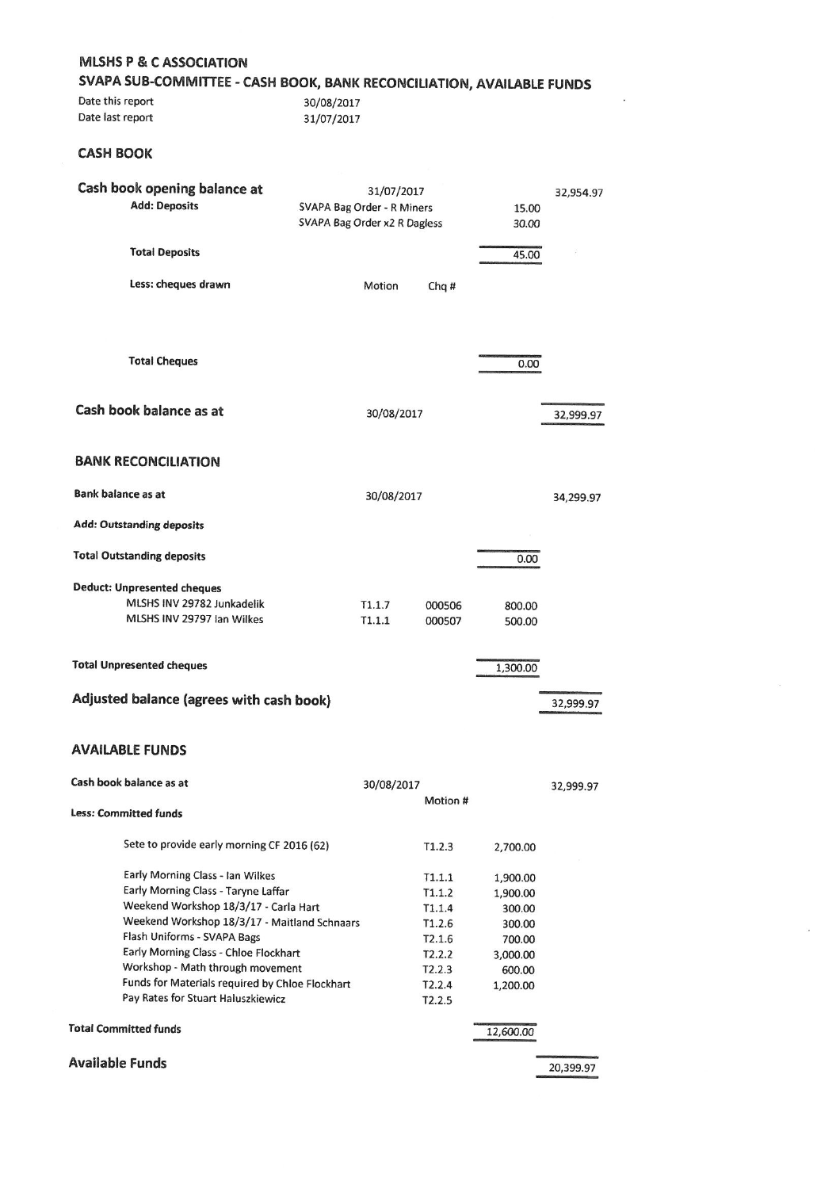# MLSHS P & C ASSOCIATION

## SVAPA SUB-COMMITTEE - CASH BOOK, BANK RECONCILIATION, AVAILABLE FUNDS

| | |
|---|---|
| Date this report | 30/08/2017 |
| Date last report | 31/07/2017 |

## CASH BOOK

| | | | | |
|---|---|---|---|---|
| **Cash book opening balance at** | 31/07/2017 | | | 32,954.97 |
| **Add: Deposits** | SVAPA Bag Order - R Miners | | 15.00 | |
| | SVAPA Bag Order x2 R Dagless | | 30.00 | |
| **Total Deposits** | | | 45.00 | |
| **Less: cheques drawn** | Motion | Chq # | | |
| **Total Cheques** | | | 0.00 | |
| **Cash book balance as at** | 30/08/2017 | | | 32,999.97 |

## BANK RECONCILIATION

| | | | | |
|---|---|---|---|---|
| **Bank balance as at** | 30/08/2017 | | | 34,299.97 |
| **Add: Outstanding deposits** | | | | |
| **Total Outstanding deposits** | | | 0.00 | |
| **Deduct: Unpresented cheques** | | | | |
| MLSHS INV 29782 Junkadelik | T1.1.7 | 000506 | 800.00 | |
| MLSHS INV 29797 Ian Wilkes | T1.1.1 | 000507 | 500.00 | |
| **Total Unpresented cheques** | | | 1,300.00 | |
| **Adjusted balance (agrees with cash book)** | | | | 32,999.97 |

## AVAILABLE FUNDS

| | | | |
|---|---|---|---|
| **Cash book balance as at** | 30/08/2017 | | 32,999.97 |
| **Less: Committed funds** | Motion # | | |
| Sete to provide early morning CF 2016 (62) | T1.2.3 | 2,700.00 | |
| Early Morning Class - Ian Wilkes | T1.1.1 | 1,900.00 | |
| Early Morning Class - Taryne Laffar | T1.1.2 | 1,900.00 | |
| Weekend Workshop 18/3/17 - Carla Hart | T1.1.4 | 300.00 | |
| Weekend Workshop 18/3/17 - Maitland Schnaars | T1.2.6 | 300.00 | |
| Flash Uniforms - SVAPA Bags | T2.1.6 | 700.00 | |
| Early Morning Class - Chloe Flockhart | T2.2.2 | 3,000.00 | |
| Workshop - Math through movement | T2.2.3 | 600.00 | |
| Funds for Materials required by Chloe Flockhart | T2.2.4 | 1,200.00 | |
| Pay Rates for Stuart Haluszkiewicz | T2.2.5 | | |
| **Total Committed funds** | | 12,600.00 | |
| **Available Funds** | | | 20,399.97 |